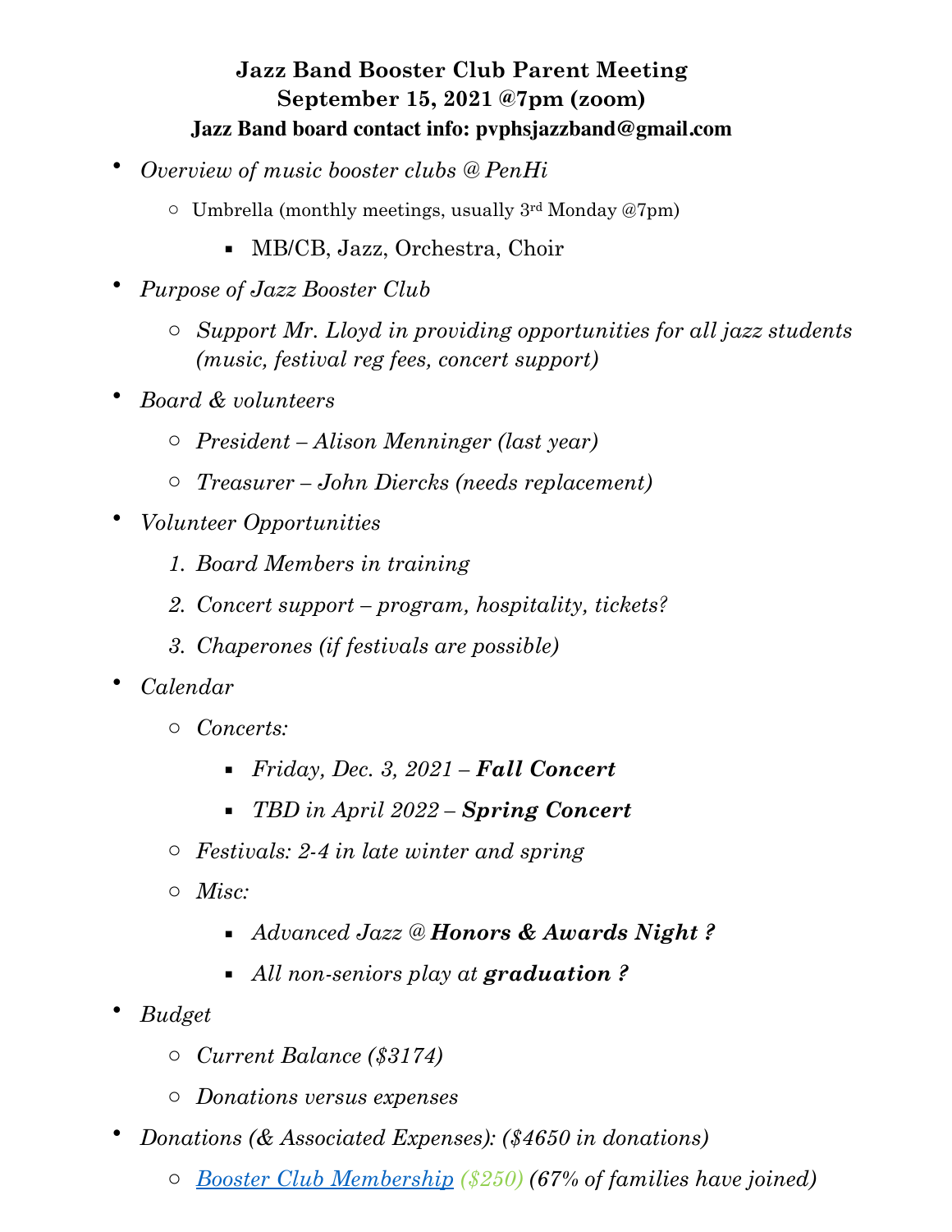# Jazz Band Booster Club Parent Meeting

## September 15, 2021 @7pm (zoom)

### Jazz Band board contact info: pvphsjazzband@gmail.com

- *Overview of music booster clubs @ PenHi*
  - Umbrella (monthly meetings, usually 3rd Monday @7pm)
    - MB/CB, Jazz, Orchestra, Choir
- *Purpose of Jazz Booster Club*
  - *Support Mr. Lloyd in providing opportunities for all jazz students (music, festival reg fees, concert support)*
- *Board & volunteers*
  - *President – Alison Menninger (last year)*
  - *Treasurer – John Diercks (needs replacement)*
- *Volunteer Opportunities*
  1. *Board Members in training*
  2. *Concert support – program, hospitality, tickets?*
  3. *Chaperones (if festivals are possible)*
- *Calendar*
  - *Concerts:*
    - *Friday, Dec. 3, 2021 –* ***Fall Concert***
    - *TBD in April 2022 –* ***Spring Concert***
  - *Festivals: 2-4 in late winter and spring*
  - *Misc:*
    - *Advanced Jazz @* ***Honors & Awards Night ?***
    - *All non-seniors play at* ***graduation ?***
- *Budget*
  - *Current Balance ($3174)*
  - *Donations versus expenses*
- *Donations (& Associated Expenses): ($4650 in donations)*
  - *Booster Club Membership ($250) (67% of families have joined)*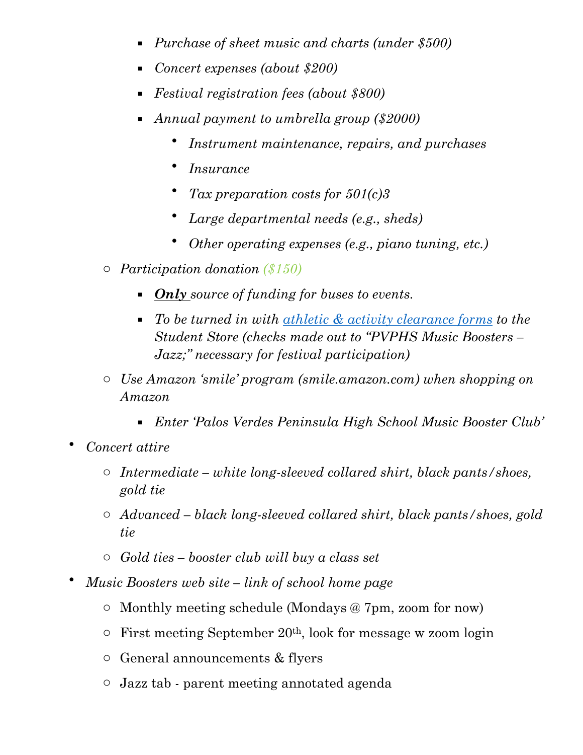- *Purchase of sheet music and charts (under $500)*
        - *Concert expenses (about $200)*
        - *Festival registration fees (about $800)*
        - *Annual payment to umbrella group ($2000)*
            - *Instrument maintenance, repairs, and purchases*
            - *Insurance*
            - *Tax preparation costs for 501(c)3*
            - *Large departmental needs (e.g., sheds)*
            - *Other operating expenses (e.g., piano tuning, etc.)*
    - *Participation donation ($150)*
        - ***Only*** *source of funding for buses to events.*
        - *To be turned in with [athletic & activity clearance forms]() to the Student Store (checks made out to "PVPHS Music Boosters – Jazz;" necessary for festival participation)*
    - *Use Amazon 'smile' program (smile.amazon.com) when shopping on Amazon*
        - *Enter 'Palos Verdes Peninsula High School Music Booster Club'*
- *Concert attire*
    - *Intermediate – white long-sleeved collared shirt, black pants/shoes, gold tie*
    - *Advanced – black long-sleeved collared shirt, black pants/shoes, gold tie*
    - *Gold ties – booster club will buy a class set*
- *Music Boosters web site – link of school home page*
    - Monthly meeting schedule (Mondays @ 7pm, zoom for now)
    - First meeting September 20th, look for message w zoom login
    - General announcements & flyers
    - Jazz tab - parent meeting annotated agenda